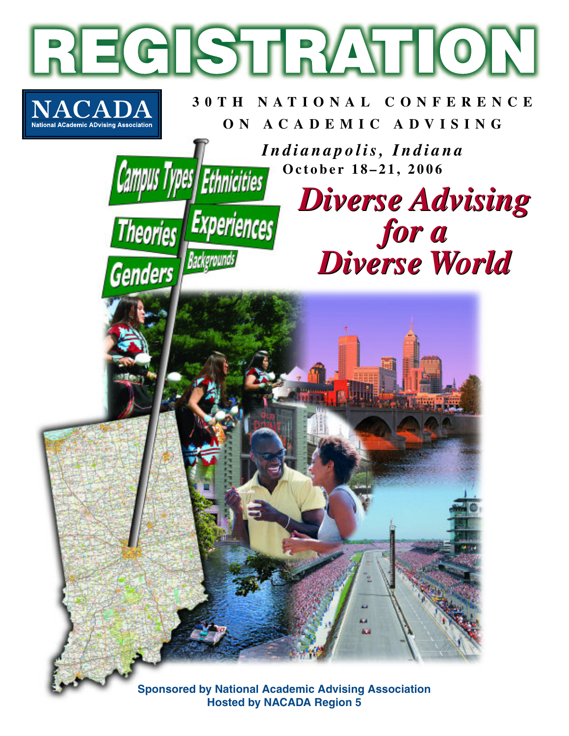# REGISTRATION

NACADA
National ACademic ADvising Association

**30TH NATIONAL CONFERENCE ON ACADEMIC ADVISING**

***Indianapolis, Indiana***
**October 18–21, 2006**

## *Diverse Advising for a Diverse World*

Campus Types
Ethnicities
Theories
Experiences
Genders
Backgrounds

**Sponsored by National Academic Advising Association**
**Hosted by NACADA Region 5**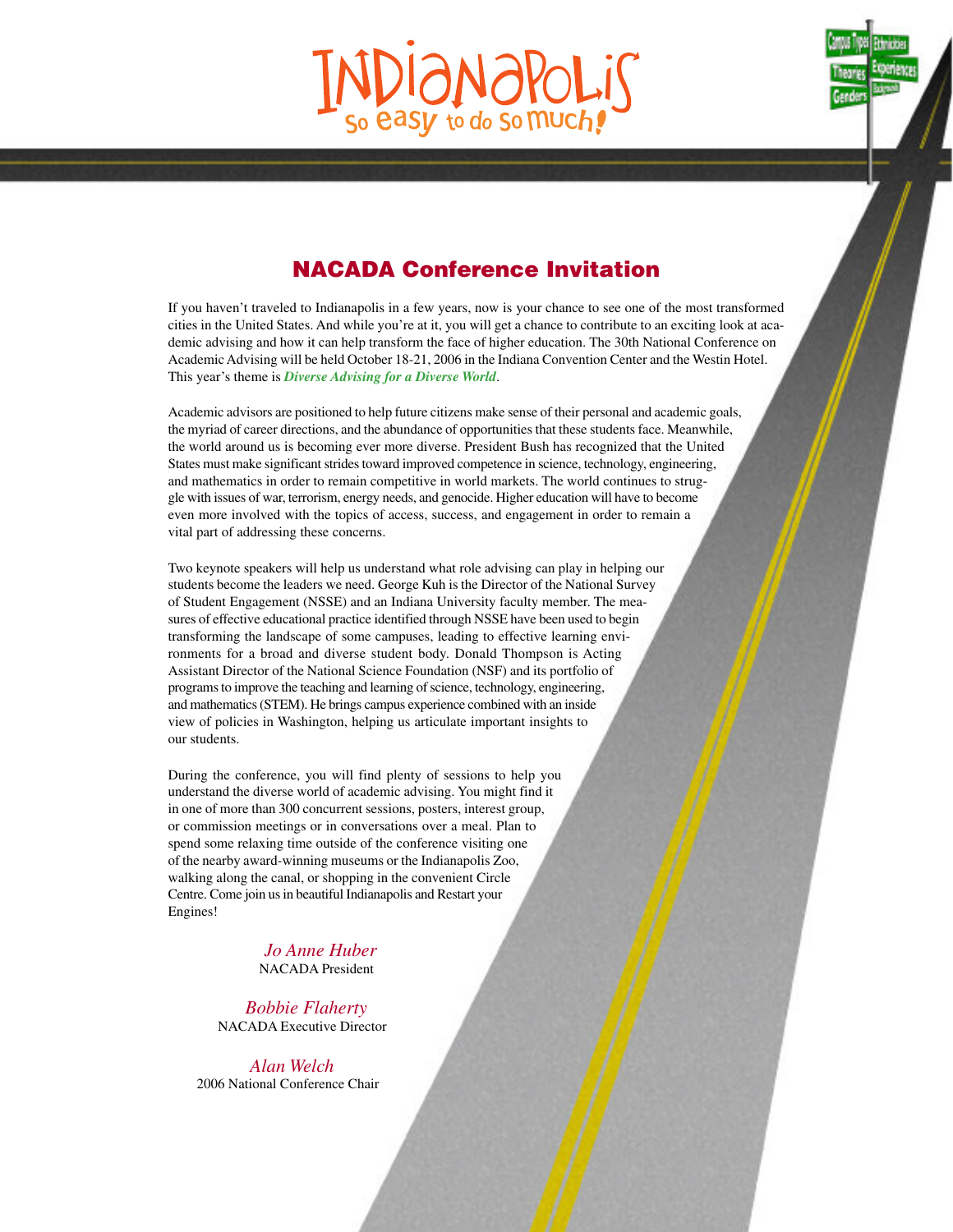# INDIANAPOLIS

So easy to do so much!

## NACADA Conference Invitation

If you haven't traveled to Indianapolis in a few years, now is your chance to see one of the most transformed cities in the United States. And while you're at it, you will get a chance to contribute to an exciting look at academic advising and how it can help transform the face of higher education. The 30th National Conference on Academic Advising will be held October 18-21, 2006 in the Indiana Convention Center and the Westin Hotel. This year's theme is ***Diverse Advising for a Diverse World***.

Academic advisors are positioned to help future citizens make sense of their personal and academic goals, the myriad of career directions, and the abundance of opportunities that these students face. Meanwhile, the world around us is becoming ever more diverse. President Bush has recognized that the United States must make significant strides toward improved competence in science, technology, engineering, and mathematics in order to remain competitive in world markets. The world continues to struggle with issues of war, terrorism, energy needs, and genocide. Higher education will have to become even more involved with the topics of access, success, and engagement in order to remain a vital part of addressing these concerns.

Two keynote speakers will help us understand what role advising can play in helping our students become the leaders we need. George Kuh is the Director of the National Survey of Student Engagement (NSSE) and an Indiana University faculty member. The measures of effective educational practice identified through NSSE have been used to begin transforming the landscape of some campuses, leading to effective learning environments for a broad and diverse student body. Donald Thompson is Acting Assistant Director of the National Science Foundation (NSF) and its portfolio of programs to improve the teaching and learning of science, technology, engineering, and mathematics (STEM). He brings campus experience combined with an inside view of policies in Washington, helping us articulate important insights to our students.

During the conference, you will find plenty of sessions to help you understand the diverse world of academic advising. You might find it in one of more than 300 concurrent sessions, posters, interest group, or commission meetings or in conversations over a meal. Plan to spend some relaxing time outside of the conference visiting one of the nearby award-winning museums or the Indianapolis Zoo, walking along the canal, or shopping in the convenient Circle Centre. Come join us in beautiful Indianapolis and Restart your Engines!

*Jo Anne Huber*
NACADA President

*Bobbie Flaherty*
NACADA Executive Director

*Alan Welch*
2006 National Conference Chair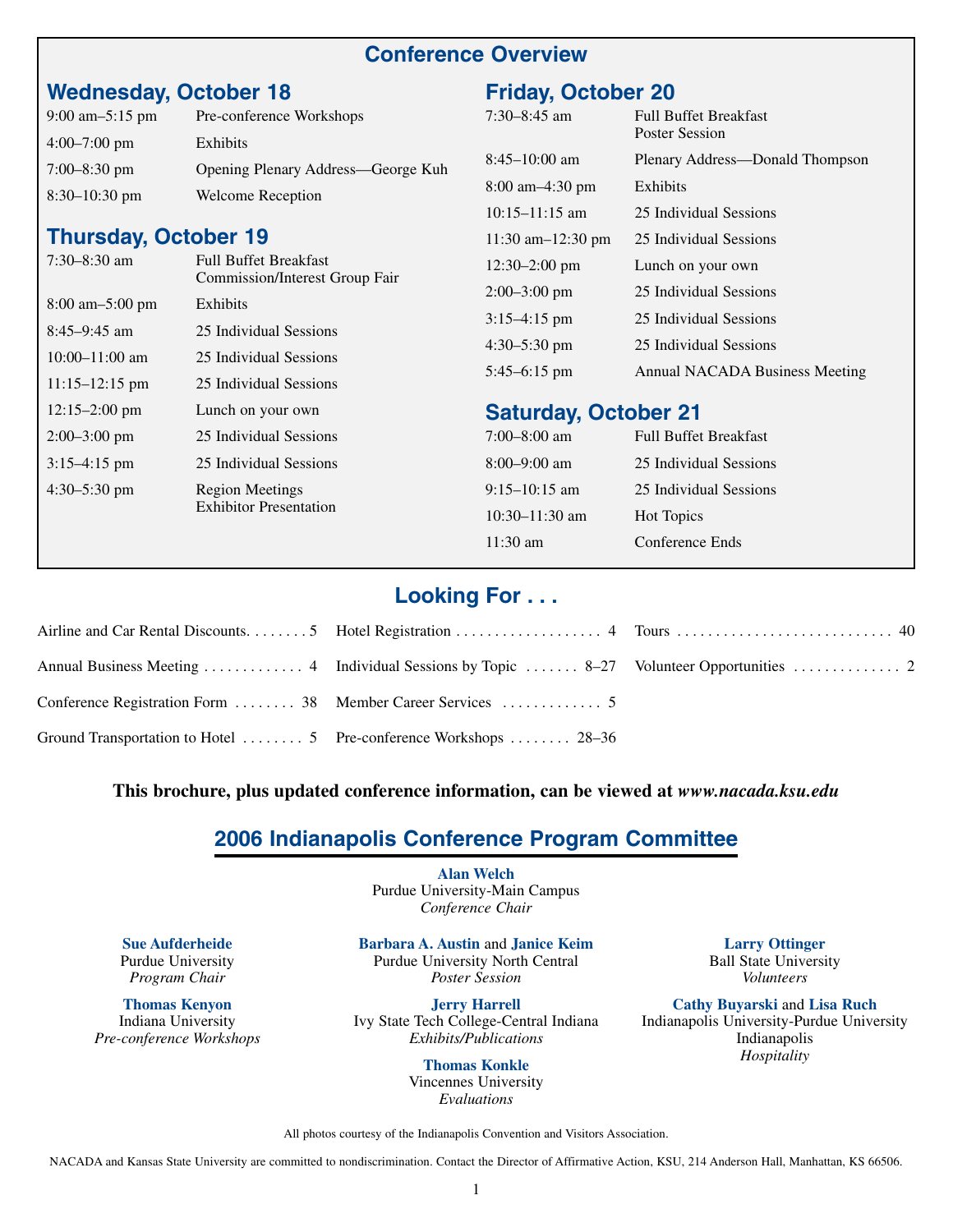# Conference Overview

## Wednesday, October 18

| Time | Event |
|---|---|
| 9:00 am–5:15 pm | Pre-conference Workshops |
| 4:00–7:00 pm | Exhibits |
| 7:00–8:30 pm | Opening Plenary Address—George Kuh |
| 8:30–10:30 pm | Welcome Reception |

## Thursday, October 19

| Time | Event |
|---|---|
| 7:30–8:30 am | Full Buffet Breakfast<br>Commission/Interest Group Fair |
| 8:00 am–5:00 pm | Exhibits |
| 8:45–9:45 am | 25 Individual Sessions |
| 10:00–11:00 am | 25 Individual Sessions |
| 11:15–12:15 pm | 25 Individual Sessions |
| 12:15–2:00 pm | Lunch on your own |
| 2:00–3:00 pm | 25 Individual Sessions |
| 3:15–4:15 pm | 25 Individual Sessions |
| 4:30–5:30 pm | Region Meetings<br>Exhibitor Presentation |

## Friday, October 20

| Time | Event |
|---|---|
| 7:30–8:45 am | Full Buffet Breakfast<br>Poster Session |
| 8:45–10:00 am | Plenary Address—Donald Thompson |
| 8:00 am–4:30 pm | Exhibits |
| 10:15–11:15 am | 25 Individual Sessions |
| 11:30 am–12:30 pm | 25 Individual Sessions |
| 12:30–2:00 pm | Lunch on your own |
| 2:00–3:00 pm | 25 Individual Sessions |
| 3:15–4:15 pm | 25 Individual Sessions |
| 4:30–5:30 pm | 25 Individual Sessions |
| 5:45–6:15 pm | Annual NACADA Business Meeting |

## Saturday, October 21

| Time | Event |
|---|---|
| 7:00–8:00 am | Full Buffet Breakfast |
| 8:00–9:00 am | 25 Individual Sessions |
| 9:15–10:15 am | 25 Individual Sessions |
| 10:30–11:30 am | Hot Topics |
| 11:30 am | Conference Ends |

# Looking For . . .

- Airline and Car Rental Discounts . . . . . . . . 5
- Annual Business Meeting . . . . . . . . . . . . . 4
- Conference Registration Form . . . . . . . . 38
- Ground Transportation to Hotel . . . . . . . . 5
- Hotel Registration . . . . . . . . . . . . . . . . . . . 4
- Individual Sessions by Topic . . . . . . . 8–27
- Member Career Services . . . . . . . . . . . . . 5
- Pre-conference Workshops . . . . . . . . 28–36
- Tours . . . . . . . . . . . . . . . . . . . . . . . . . . . . 40
- Volunteer Opportunities . . . . . . . . . . . . . . 2

**This brochure, plus updated conference information, can be viewed at *www.nacada.ksu.edu***

# 2006 Indianapolis Conference Program Committee

**Alan Welch**
Purdue University-Main Campus
*Conference Chair*

**Sue Aufderheide**
Purdue University
*Program Chair*

**Thomas Kenyon**
Indiana University
*Pre-conference Workshops*

**Barbara A. Austin** and **Janice Keim**
Purdue University North Central
*Poster Session*

**Jerry Harrell**
Ivy State Tech College-Central Indiana
*Exhibits/Publications*

**Thomas Konkle**
Vincennes University
*Evaluations*

**Larry Ottinger**
Ball State University
*Volunteers*

**Cathy Buyarski** and **Lisa Ruch**
Indianapolis University-Purdue University Indianapolis
*Hospitality*

All photos courtesy of the Indianapolis Convention and Visitors Association.

NACADA and Kansas State University are committed to nondiscrimination. Contact the Director of Affirmative Action, KSU, 214 Anderson Hall, Manhattan, KS 66506.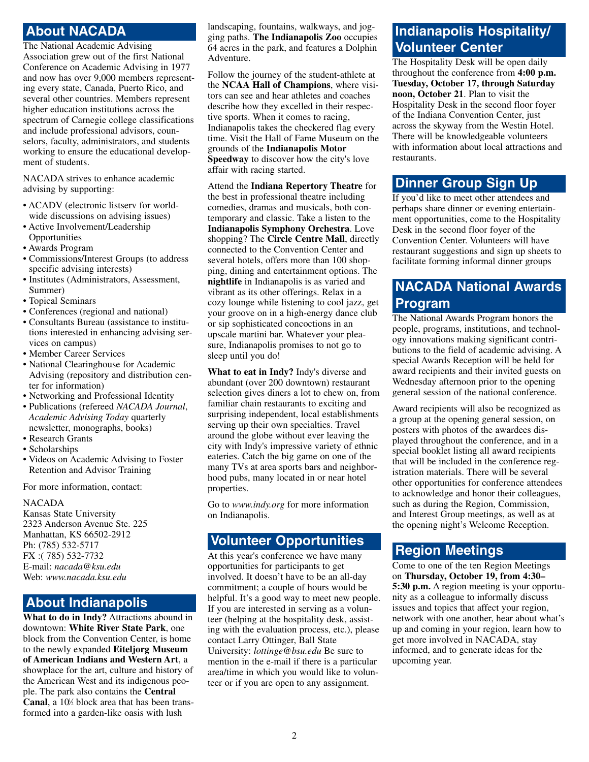## About NACADA

The National Academic Advising Association grew out of the first National Conference on Academic Advising in 1977 and now has over 9,000 members representing every state, Canada, Puerto Rico, and several other countries. Members represent higher education institutions across the spectrum of Carnegie college classifications and include professional advisors, counselors, faculty, administrators, and students working to ensure the educational development of students.

NACADA strives to enhance academic advising by supporting:

- ACADV (electronic listserv for worldwide discussions on advising issues)
- Active Involvement/Leadership Opportunities
- Awards Program
- Commissions/Interest Groups (to address specific advising interests)
- Institutes (Administrators, Assessment, Summer)
- Topical Seminars
- Conferences (regional and national)
- Consultants Bureau (assistance to institutions interested in enhancing advising services on campus)
- Member Career Services
- National Clearinghouse for Academic Advising (repository and distribution center for information)
- Networking and Professional Identity
- Publications (refereed *NACADA Journal*, *Academic Advising Today* quarterly newsletter, monographs, books)
- Research Grants
- Scholarships
- Videos on Academic Advising to Foster Retention and Advisor Training

For more information, contact:

NACADA
Kansas State University
2323 Anderson Avenue Ste. 225
Manhattan, KS 66502-2912
Ph: (785) 532-5717
FX :( 785) 532-7732
E-mail: *nacada@ksu.edu*
Web: *www.nacada.ksu.edu*

## About Indianapolis

**What to do in Indy?** Attractions abound in downtown: **White River State Park**, one block from the Convention Center, is home to the newly expanded **Eiteljorg Museum of American Indians and Western Art**, a showplace for the art, culture and history of the American West and its indigenous people. The park also contains the **Central Canal**, a 10½ block area that has been transformed into a garden-like oasis with lush landscaping, fountains, walkways, and jogging paths. **The Indianapolis Zoo** occupies 64 acres in the park, and features a Dolphin Adventure.

Follow the journey of the student-athlete at the **NCAA Hall of Champions**, where visitors can see and hear athletes and coaches describe how they excelled in their respective sports. When it comes to racing, Indianapolis takes the checkered flag every time. Visit the Hall of Fame Museum on the grounds of the **Indianapolis Motor Speedway** to discover how the city's love affair with racing started.

Attend the **Indiana Repertory Theatre** for the best in professional theatre including comedies, dramas and musicals, both contemporary and classic. Take a listen to the **Indianapolis Symphony Orchestra**. Love shopping? The **Circle Centre Mall**, directly connected to the Convention Center and several hotels, offers more than 100 shopping, dining and entertainment options. The **nightlife** in Indianapolis is as varied and vibrant as its other offerings. Relax in a cozy lounge while listening to cool jazz, get your groove on in a high-energy dance club or sip sophisticated concoctions in an upscale martini bar. Whatever your pleasure, Indianapolis promises to not go to sleep until you do!

**What to eat in Indy?** Indy's diverse and abundant (over 200 downtown) restaurant selection gives diners a lot to chew on, from familiar chain restaurants to exciting and surprising independent, local establishments serving up their own specialties. Travel around the globe without ever leaving the city with Indy's impressive variety of ethnic eateries. Catch the big game on one of the many TVs at area sports bars and neighborhood pubs, many located in or near hotel properties.

Go to *www.indy.org* for more information on Indianapolis.

## Volunteer Opportunities

At this year's conference we have many opportunities for participants to get involved. It doesn't have to be an all-day commitment; a couple of hours would be helpful. It's a good way to meet new people. If you are interested in serving as a volunteer (helping at the hospitality desk, assisting with the evaluation process, etc.), please contact Larry Ottinger, Ball State University: *lottinge@bsu.edu* Be sure to mention in the e-mail if there is a particular area/time in which you would like to volunteer or if you are open to any assignment.

## Indianapolis Hospitality/ Volunteer Center

The Hospitality Desk will be open daily throughout the conference from **4:00 p.m. Tuesday, October 17, through Saturday noon, October 21**. Plan to visit the Hospitality Desk in the second floor foyer of the Indiana Convention Center, just across the skyway from the Westin Hotel. There will be knowledgeable volunteers with information about local attractions and restaurants.

## Dinner Group Sign Up

If you'd like to meet other attendees and perhaps share dinner or evening entertainment opportunities, come to the Hospitality Desk in the second floor foyer of the Convention Center. Volunteers will have restaurant suggestions and sign up sheets to facilitate forming informal dinner groups

## NACADA National Awards Program

The National Awards Program honors the people, programs, institutions, and technology innovations making significant contributions to the field of academic advising. A special Awards Reception will be held for award recipients and their invited guests on Wednesday afternoon prior to the opening general session of the national conference.

Award recipients will also be recognized as a group at the opening general session, on posters with photos of the awardees displayed throughout the conference, and in a special booklet listing all award recipients that will be included in the conference registration materials. There will be several other opportunities for conference attendees to acknowledge and honor their colleagues, such as during the Region, Commission, and Interest Group meetings, as well as at the opening night's Welcome Reception.

## Region Meetings

Come to one of the ten Region Meetings on **Thursday, October 19, from 4:30–5:30 p.m.** A region meeting is your opportunity as a colleague to informally discuss issues and topics that affect your region, network with one another, hear about what's up and coming in your region, learn how to get more involved in NACADA, stay informed, and to generate ideas for the upcoming year.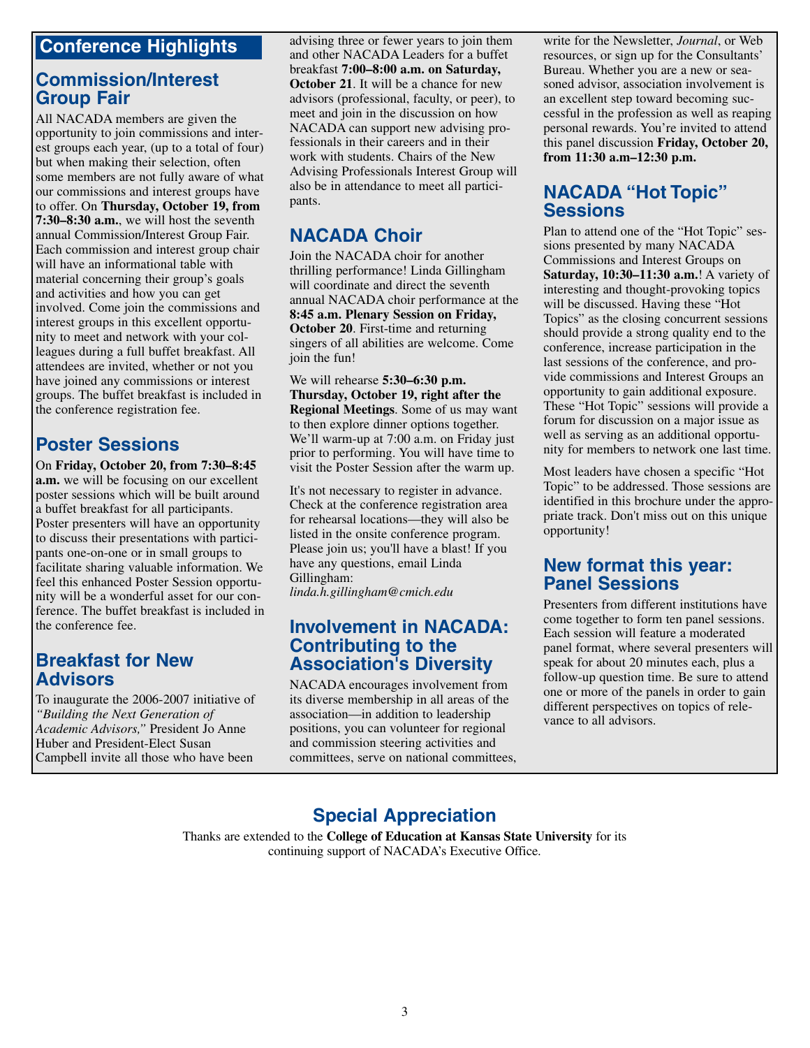# Conference Highlights

## Commission/Interest Group Fair

All NACADA members are given the opportunity to join commissions and interest groups each year, (up to a total of four) but when making their selection, often some members are not fully aware of what our commissions and interest groups have to offer. On **Thursday, October 19, from 7:30–8:30 a.m.**, we will host the seventh annual Commission/Interest Group Fair. Each commission and interest group chair will have an informational table with material concerning their group's goals and activities and how you can get involved. Come join the commissions and interest groups in this excellent opportunity to meet and network with your colleagues during a full buffet breakfast. All attendees are invited, whether or not you have joined any commissions or interest groups. The buffet breakfast is included in the conference registration fee.

## Poster Sessions

On **Friday, October 20, from 7:30–8:45 a.m.** we will be focusing on our excellent poster sessions which will be built around a buffet breakfast for all participants. Poster presenters will have an opportunity to discuss their presentations with participants one-on-one or in small groups to facilitate sharing valuable information. We feel this enhanced Poster Session opportunity will be a wonderful asset for our conference. The buffet breakfast is included in the conference fee.

## Breakfast for New Advisors

To inaugurate the 2006-2007 initiative of *"Building the Next Generation of Academic Advisors,"* President Jo Anne Huber and President-Elect Susan Campbell invite all those who have been advising three or fewer years to join them and other NACADA Leaders for a buffet breakfast **7:00–8:00 a.m. on Saturday, October 21**. It will be a chance for new advisors (professional, faculty, or peer), to meet and join in the discussion on how NACADA can support new advising professionals in their careers and in their work with students. Chairs of the New Advising Professionals Interest Group will also be in attendance to meet all participants.

## NACADA Choir

Join the NACADA choir for another thrilling performance! Linda Gillingham will coordinate and direct the seventh annual NACADA choir performance at the **8:45 a.m. Plenary Session on Friday, October 20**. First-time and returning singers of all abilities are welcome. Come join the fun!

We will rehearse **5:30–6:30 p.m. Thursday, October 19, right after the Regional Meetings**. Some of us may want to then explore dinner options together. We'll warm-up at 7:00 a.m. on Friday just prior to performing. You will have time to visit the Poster Session after the warm up.

It's not necessary to register in advance. Check at the conference registration area for rehearsal locations—they will also be listed in the onsite conference program. Please join us; you'll have a blast! If you have any questions, email Linda Gillingham: *linda.h.gillingham@cmich.edu*

## Involvement in NACADA: Contributing to the Association's Diversity

NACADA encourages involvement from its diverse membership in all areas of the association—in addition to leadership positions, you can volunteer for regional and commission steering activities and committees, serve on national committees, write for the Newsletter, *Journal*, or Web resources, or sign up for the Consultants' Bureau. Whether you are a new or seasoned advisor, association involvement is an excellent step toward becoming successful in the profession as well as reaping personal rewards. You're invited to attend this panel discussion **Friday, October 20, from 11:30 a.m–12:30 p.m.**

## NACADA "Hot Topic" Sessions

Plan to attend one of the "Hot Topic" sessions presented by many NACADA Commissions and Interest Groups on **Saturday, 10:30–11:30 a.m.**! A variety of interesting and thought-provoking topics will be discussed. Having these "Hot Topics" as the closing concurrent sessions should provide a strong quality end to the conference, increase participation in the last sessions of the conference, and provide commissions and Interest Groups an opportunity to gain additional exposure. These "Hot Topic" sessions will provide a forum for discussion on a major issue as well as serving as an additional opportunity for members to network one last time.

Most leaders have chosen a specific "Hot Topic" to be addressed. Those sessions are identified in this brochure under the appropriate track. Don't miss out on this unique opportunity!

## New format this year: Panel Sessions

Presenters from different institutions have come together to form ten panel sessions. Each session will feature a moderated panel format, where several presenters will speak for about 20 minutes each, plus a follow-up question time. Be sure to attend one or more of the panels in order to gain different perspectives on topics of relevance to all advisors.

## Special Appreciation

Thanks are extended to the **College of Education at Kansas State University** for its continuing support of NACADA's Executive Office.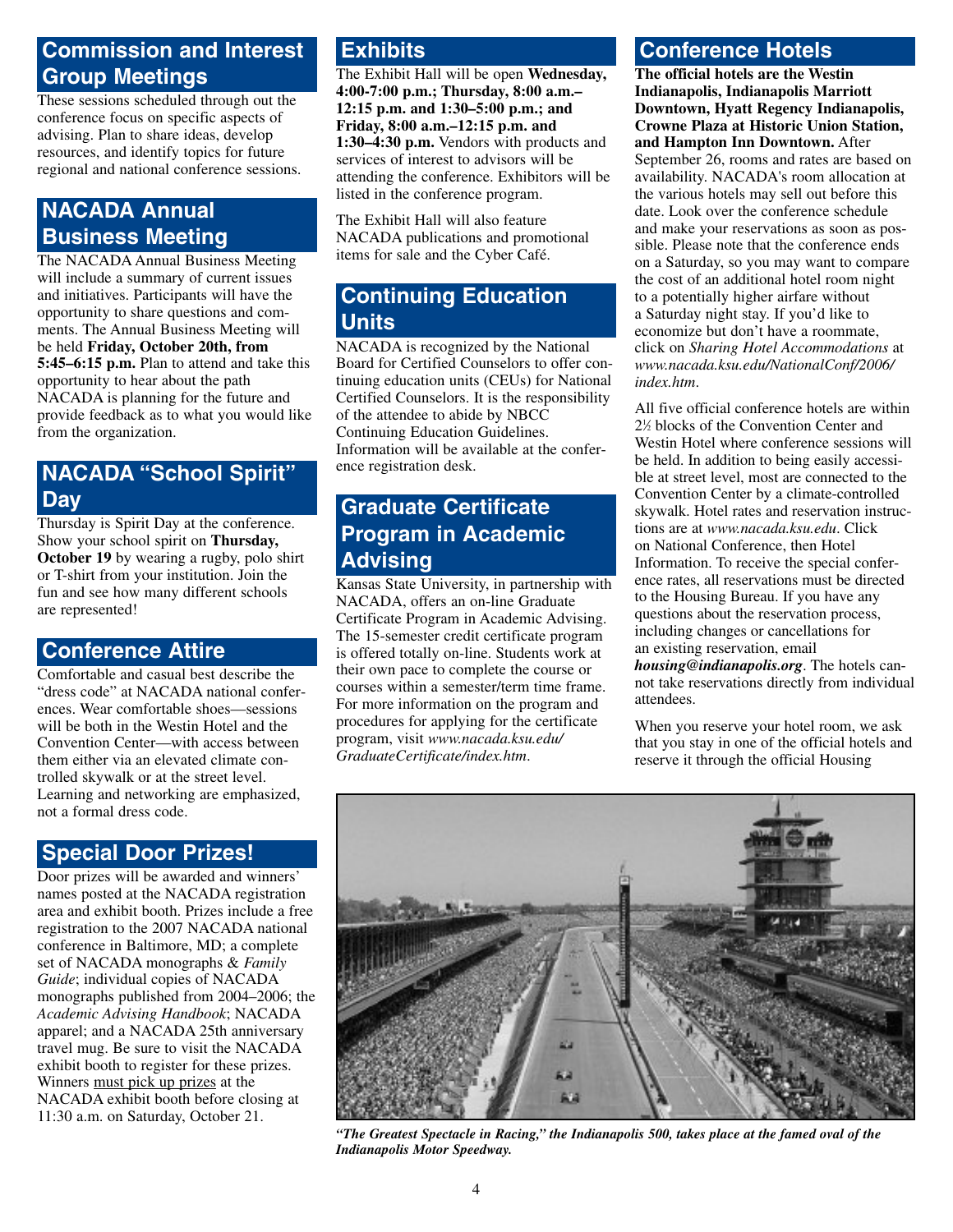## Commission and Interest Group Meetings

These sessions scheduled through out the conference focus on specific aspects of advising. Plan to share ideas, develop resources, and identify topics for future regional and national conference sessions.

## NACADA Annual Business Meeting

The NACADA Annual Business Meeting will include a summary of current issues and initiatives. Participants will have the opportunity to share questions and comments. The Annual Business Meeting will be held **Friday, October 20th, from 5:45–6:15 p.m.** Plan to attend and take this opportunity to hear about the path NACADA is planning for the future and provide feedback as to what you would like from the organization.

## NACADA "School Spirit" Day

Thursday is Spirit Day at the conference. Show your school spirit on **Thursday, October 19** by wearing a rugby, polo shirt or T-shirt from your institution. Join the fun and see how many different schools are represented!

## Conference Attire

Comfortable and casual best describe the "dress code" at NACADA national conferences. Wear comfortable shoes—sessions will be both in the Westin Hotel and the Convention Center—with access between them either via an elevated climate controlled skywalk or at the street level. Learning and networking are emphasized, not a formal dress code.

## Special Door Prizes!

Door prizes will be awarded and winners' names posted at the NACADA registration area and exhibit booth. Prizes include a free registration to the 2007 NACADA national conference in Baltimore, MD; a complete set of NACADA monographs & *Family Guide*; individual copies of NACADA monographs published from 2004–2006; the *Academic Advising Handbook*; NACADA apparel; and a NACADA 25th anniversary travel mug. Be sure to visit the NACADA exhibit booth to register for these prizes. Winners must pick up prizes at the NACADA exhibit booth before closing at 11:30 a.m. on Saturday, October 21.

## Exhibits

The Exhibit Hall will be open **Wednesday, 4:00-7:00 p.m.; Thursday, 8:00 a.m.–12:15 p.m. and 1:30–5:00 p.m.; and Friday, 8:00 a.m.–12:15 p.m. and 1:30–4:30 p.m.** Vendors with products and services of interest to advisors will be attending the conference. Exhibitors will be listed in the conference program.

The Exhibit Hall will also feature NACADA publications and promotional items for sale and the Cyber Café.

## Continuing Education Units

NACADA is recognized by the National Board for Certified Counselors to offer continuing education units (CEUs) for National Certified Counselors. It is the responsibility of the attendee to abide by NBCC Continuing Education Guidelines. Information will be available at the conference registration desk.

## Graduate Certificate Program in Academic Advising

Kansas State University, in partnership with NACADA, offers an on-line Graduate Certificate Program in Academic Advising. The 15-semester credit certificate program is offered totally on-line. Students work at their own pace to complete the course or courses within a semester/term time frame. For more information on the program and procedures for applying for the certificate program, visit *www.nacada.ksu.edu/GraduateCertificate/index.htm*.

## Conference Hotels

**The official hotels are the Westin Indianapolis, Indianapolis Marriott Downtown, Hyatt Regency Indianapolis, Crowne Plaza at Historic Union Station, and Hampton Inn Downtown.** After September 26, rooms and rates are based on availability. NACADA's room allocation at the various hotels may sell out before this date. Look over the conference schedule and make your reservations as soon as possible. Please note that the conference ends on a Saturday, so you may want to compare the cost of an additional hotel room night to a potentially higher airfare without a Saturday night stay. If you'd like to economize but don't have a roommate, click on *Sharing Hotel Accommodations* at *www.nacada.ksu.edu/NationalConf/2006/index.htm*.

All five official conference hotels are within 2½ blocks of the Convention Center and Westin Hotel where conference sessions will be held. In addition to being easily accessible at street level, most are connected to the Convention Center by a climate-controlled skywalk. Hotel rates and reservation instructions are at *www.nacada.ksu.edu*. Click on National Conference, then Hotel Information. To receive the special conference rates, all reservations must be directed to the Housing Bureau. If you have any questions about the reservation process, including changes or cancellations for an existing reservation, email ***housing@indianapolis.org***. The hotels cannot take reservations directly from individual attendees.

When you reserve your hotel room, we ask that you stay in one of the official hotels and reserve it through the official Housing

***"The Greatest Spectacle in Racing," the Indianapolis 500, takes place at the famed oval of the Indianapolis Motor Speedway.***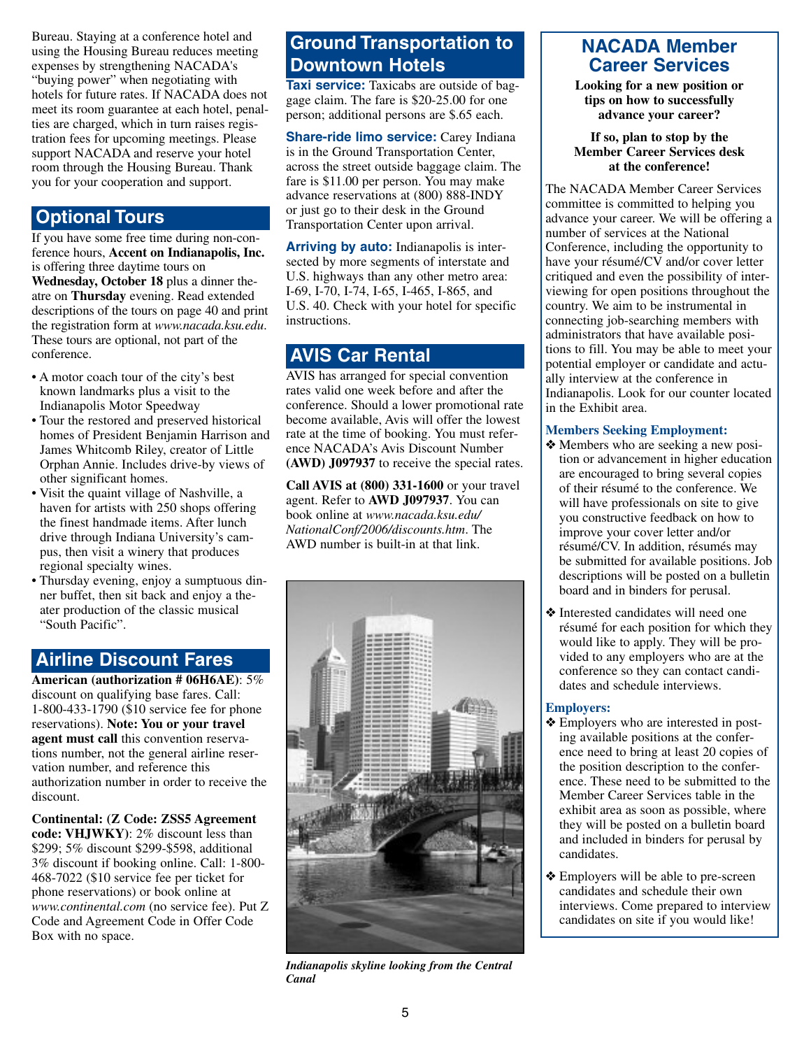Bureau. Staying at a conference hotel and using the Housing Bureau reduces meeting expenses by strengthening NACADA's "buying power" when negotiating with hotels for future rates. If NACADA does not meet its room guarantee at each hotel, penalties are charged, which in turn raises registration fees for upcoming meetings. Please support NACADA and reserve your hotel room through the Housing Bureau. Thank you for your cooperation and support.

## Optional Tours

If you have some free time during non-conference hours, **Accent on Indianapolis, Inc.** is offering three daytime tours on **Wednesday, October 18** plus a dinner theatre on **Thursday** evening. Read extended descriptions of the tours on page 40 and print the registration form at *www.nacada.ksu.edu*. These tours are optional, not part of the conference.

- A motor coach tour of the city's best known landmarks plus a visit to the Indianapolis Motor Speedway
- Tour the restored and preserved historical homes of President Benjamin Harrison and James Whitcomb Riley, creator of Little Orphan Annie. Includes drive-by views of other significant homes.
- Visit the quaint village of Nashville, a haven for artists with 250 shops offering the finest handmade items. After lunch drive through Indiana University's campus, then visit a winery that produces regional specialty wines.
- Thursday evening, enjoy a sumptuous dinner buffet, then sit back and enjoy a theater production of the classic musical "South Pacific".

## Airline Discount Fares

**American (authorization # 06H6AE)**: 5% discount on qualifying base fares. Call: 1-800-433-1790 ($10 service fee for phone reservations). **Note: You or your travel agent must call** this convention reservations number, not the general airline reservation number, and reference this authorization number in order to receive the discount.

**Continental: (Z Code: ZSS5 Agreement code: VHJWKY)**: 2% discount less than $299; 5% discount $299-$598, additional 3% discount if booking online. Call: 1-800-468-7022 ($10 service fee per ticket for phone reservations) or book online at *www.continental.com* (no service fee). Put Z Code and Agreement Code in Offer Code Box with no space.

## Ground Transportation to Downtown Hotels

**Taxi service:** Taxicabs are outside of baggage claim. The fare is $20-25.00 for one person; additional persons are $.65 each.

**Share-ride limo service:** Carey Indiana is in the Ground Transportation Center, across the street outside baggage claim. The fare is $11.00 per person. You may make advance reservations at (800) 888-INDY or just go to their desk in the Ground Transportation Center upon arrival.

**Arriving by auto:** Indianapolis is intersected by more segments of interstate and U.S. highways than any other metro area: I-69, I-70, I-74, I-65, I-465, I-865, and U.S. 40. Check with your hotel for specific instructions.

## AVIS Car Rental

AVIS has arranged for special convention rates valid one week before and after the conference. Should a lower promotional rate become available, Avis will offer the lowest rate at the time of booking. You must reference NACADA's Avis Discount Number **(AWD) J097937** to receive the special rates.

**Call AVIS at (800) 331-1600** or your travel agent. Refer to **AWD J097937**. You can book online at *www.nacada.ksu.edu/NationalConf/2006/discounts.htm*. The AWD number is built-in at that link.

*Indianapolis skyline looking from the Central Canal*

## NACADA Member Career Services

**Looking for a new position or tips on how to successfully advance your career?**

**If so, plan to stop by the Member Career Services desk at the conference!**

The NACADA Member Career Services committee is committed to helping you advance your career. We will be offering a number of services at the National Conference, including the opportunity to have your résumé/CV and/or cover letter critiqued and even the possibility of interviewing for open positions throughout the country. We aim to be instrumental in connecting job-searching members with administrators that have available positions to fill. You may be able to meet your potential employer or candidate and actually interview at the conference in Indianapolis. Look for our counter located in the Exhibit area.

### Members Seeking Employment:

- ❖ Members who are seeking a new position or advancement in higher education are encouraged to bring several copies of their résumé to the conference. We will have professionals on site to give you constructive feedback on how to improve your cover letter and/or résumé/CV. In addition, résumés may be submitted for available positions. Job descriptions will be posted on a bulletin board and in binders for perusal.
- ❖ Interested candidates will need one résumé for each position for which they would like to apply. They will be provided to any employers who are at the conference so they can contact candidates and schedule interviews.

### Employers:

- ❖ Employers who are interested in posting available positions at the conference need to bring at least 20 copies of the position description to the conference. These need to be submitted to the Member Career Services table in the exhibit area as soon as possible, where they will be posted on a bulletin board and included in binders for perusal by candidates.
- ❖ Employers will be able to pre-screen candidates and schedule their own interviews. Come prepared to interview candidates on site if you would like!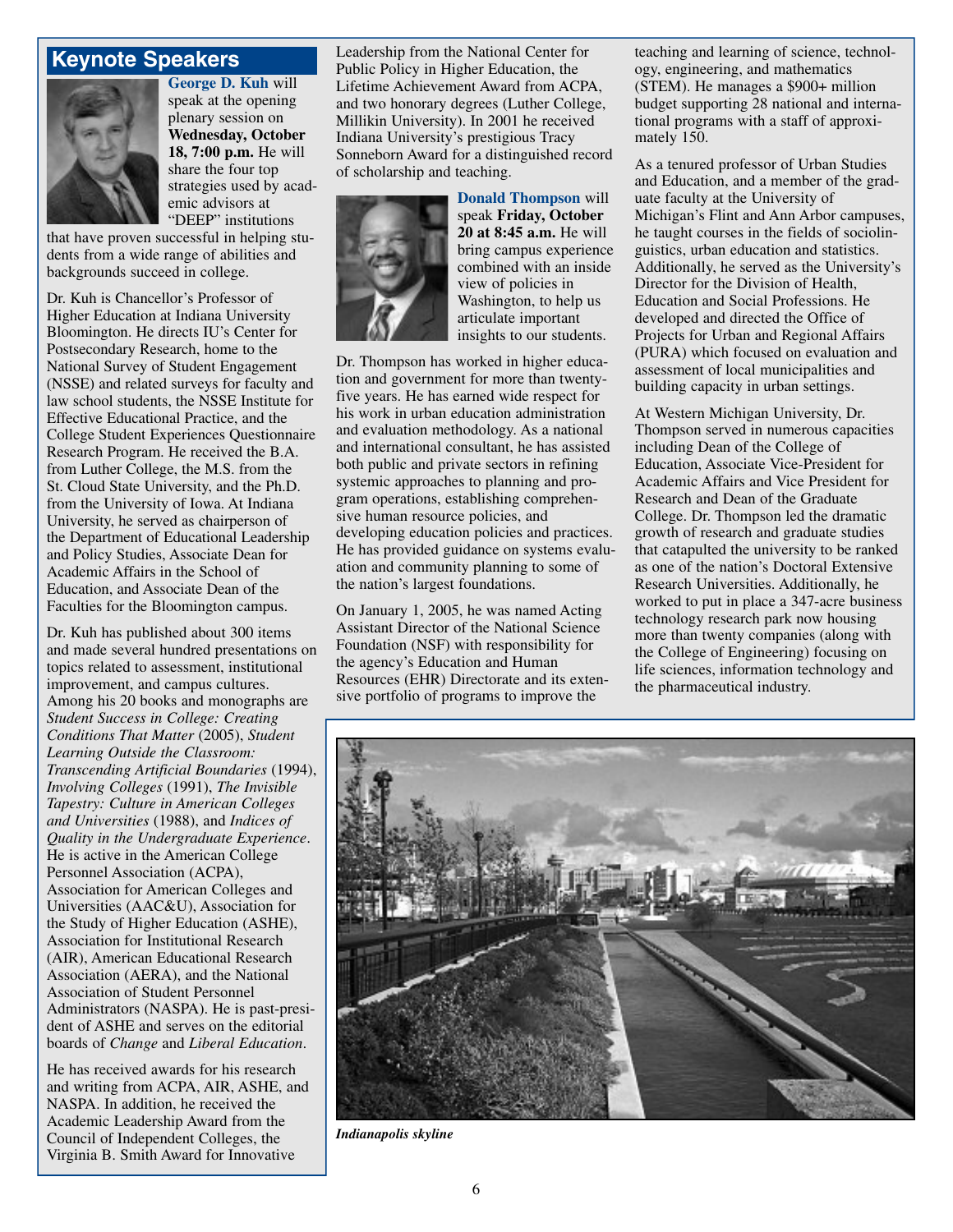## Keynote Speakers

**George D. Kuh** will speak at the opening plenary session on **Wednesday, October 18, 7:00 p.m.** He will share the four top strategies used by academic advisors at "DEEP" institutions that have proven successful in helping students from a wide range of abilities and backgrounds succeed in college.

Dr. Kuh is Chancellor's Professor of Higher Education at Indiana University Bloomington. He directs IU's Center for Postsecondary Research, home to the National Survey of Student Engagement (NSSE) and related surveys for faculty and law school students, the NSSE Institute for Effective Educational Practice, and the College Student Experiences Questionnaire Research Program. He received the B.A. from Luther College, the M.S. from the St. Cloud State University, and the Ph.D. from the University of Iowa. At Indiana University, he served as chairperson of the Department of Educational Leadership and Policy Studies, Associate Dean for Academic Affairs in the School of Education, and Associate Dean of the Faculties for the Bloomington campus.

Dr. Kuh has published about 300 items and made several hundred presentations on topics related to assessment, institutional improvement, and campus cultures. Among his 20 books and monographs are *Student Success in College: Creating Conditions That Matter* (2005), *Student Learning Outside the Classroom: Transcending Artificial Boundaries* (1994), *Involving Colleges* (1991), *The Invisible Tapestry: Culture in American Colleges and Universities* (1988), and *Indices of Quality in the Undergraduate Experience*. He is active in the American College Personnel Association (ACPA), Association for American Colleges and Universities (AAC&U), Association for the Study of Higher Education (ASHE), Association for Institutional Research (AIR), American Educational Research Association (AERA), and the National Association of Student Personnel Administrators (NASPA). He is past-president of ASHE and serves on the editorial boards of *Change* and *Liberal Education*.

He has received awards for his research and writing from ACPA, AIR, ASHE, and NASPA. In addition, he received the Academic Leadership Award from the Council of Independent Colleges, the Virginia B. Smith Award for Innovative Leadership from the National Center for Public Policy in Higher Education, the Lifetime Achievement Award from ACPA, and two honorary degrees (Luther College, Millikin University). In 2001 he received Indiana University's prestigious Tracy Sonneborn Award for a distinguished record of scholarship and teaching.

**Donald Thompson** will speak **Friday, October 20 at 8:45 a.m.** He will bring campus experience combined with an inside view of policies in Washington, to help us articulate important insights to our students.

Dr. Thompson has worked in higher education and government for more than twenty-five years. He has earned wide respect for his work in urban education administration and evaluation methodology. As a national and international consultant, he has assisted both public and private sectors in refining systemic approaches to planning and program operations, establishing comprehensive human resource policies, and developing education policies and practices. He has provided guidance on systems evaluation and community planning to some of the nation's largest foundations.

On January 1, 2005, he was named Acting Assistant Director of the National Science Foundation (NSF) with responsibility for the agency's Education and Human Resources (EHR) Directorate and its extensive portfolio of programs to improve the teaching and learning of science, technology, engineering, and mathematics (STEM). He manages a $900+ million budget supporting 28 national and international programs with a staff of approximately 150.

As a tenured professor of Urban Studies and Education, and a member of the graduate faculty at the University of Michigan's Flint and Ann Arbor campuses, he taught courses in the fields of sociolinguistics, urban education and statistics. Additionally, he served as the University's Director for the Division of Health, Education and Social Professions. He developed and directed the Office of Projects for Urban and Regional Affairs (PURA) which focused on evaluation and assessment of local municipalities and building capacity in urban settings.

At Western Michigan University, Dr. Thompson served in numerous capacities including Dean of the College of Education, Associate Vice-President for Academic Affairs and Vice President for Research and Dean of the Graduate College. Dr. Thompson led the dramatic growth of research and graduate studies that catapulted the university to be ranked as one of the nation's Doctoral Extensive Research Universities. Additionally, he worked to put in place a 347-acre business technology research park now housing more than twenty companies (along with the College of Engineering) focusing on life sciences, information technology and the pharmaceutical industry.

*Indianapolis skyline*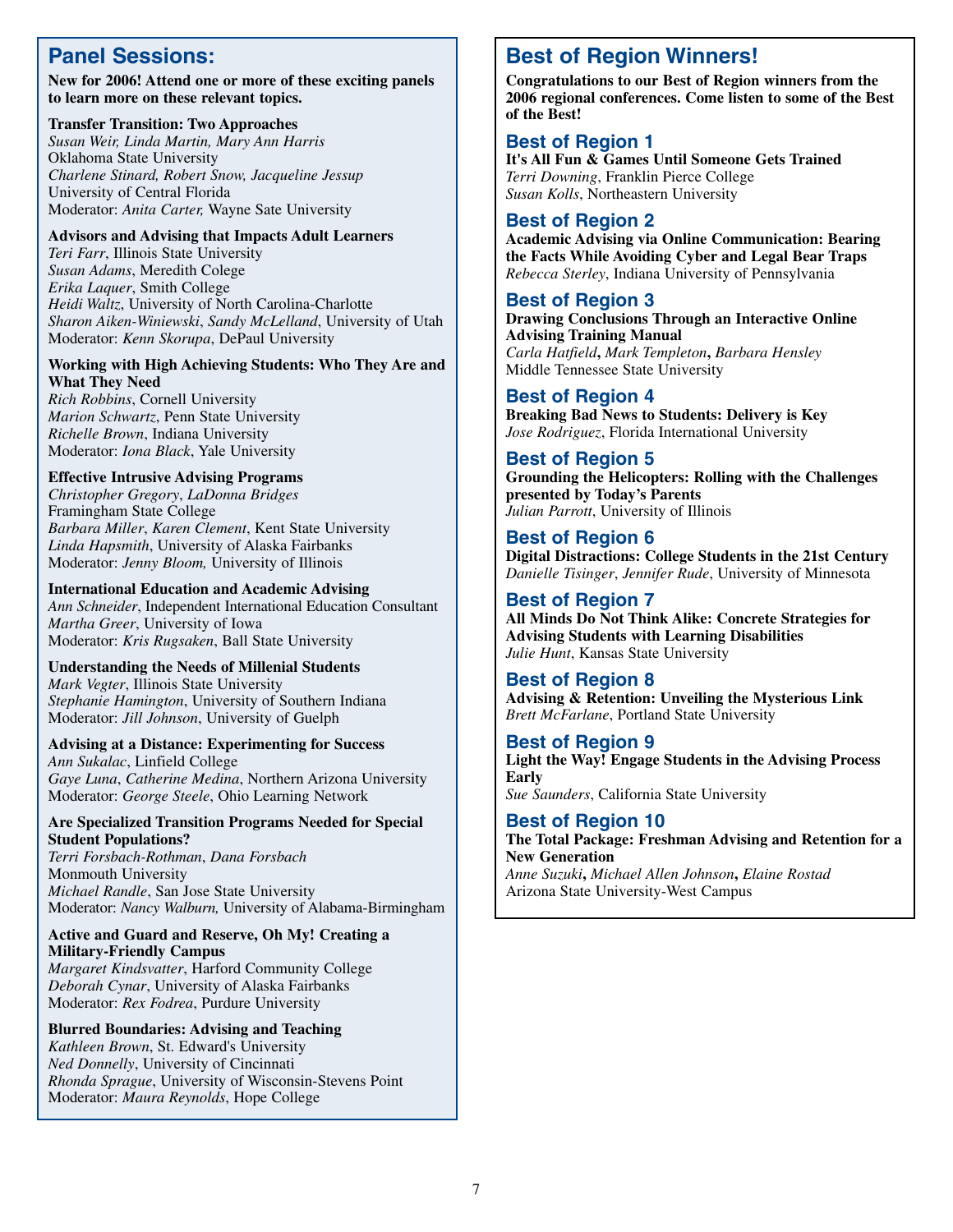## Panel Sessions:

**New for 2006! Attend one or more of these exciting panels to learn more on these relevant topics.**

**Transfer Transition: Two Approaches**
*Susan Weir, Linda Martin, Mary Ann Harris*
Oklahoma State University
*Charlene Stinard, Robert Snow, Jacqueline Jessup*
University of Central Florida
Moderator: *Anita Carter,* Wayne Sate University

**Advisors and Advising that Impacts Adult Learners**
*Teri Farr*, Illinois State University
*Susan Adams*, Meredith College
*Erika Laquer*, Smith College
*Heidi Waltz*, University of North Carolina-Charlotte
*Sharon Aiken-Winiewski*, *Sandy McLelland*, University of Utah
Moderator: *Kenn Skorupa*, DePaul University

**Working with High Achieving Students: Who They Are and What They Need**
*Rich Robbins*, Cornell University
*Marion Schwartz*, Penn State University
*Richelle Brown*, Indiana University
Moderator: *Iona Black*, Yale University

**Effective Intrusive Advising Programs**
*Christopher Gregory*, *LaDonna Bridges*
Framingham State College
*Barbara Miller*, *Karen Clement*, Kent State University
*Linda Hapsmith*, University of Alaska Fairbanks
Moderator: *Jenny Bloom,* University of Illinois

**International Education and Academic Advising**
*Ann Schneider*, Independent International Education Consultant
*Martha Greer*, University of Iowa
Moderator: *Kris Rugsaken*, Ball State University

**Understanding the Needs of Millenial Students**
*Mark Vegter*, Illinois State University
*Stephanie Hamington*, University of Southern Indiana
Moderator: *Jill Johnson*, University of Guelph

**Advising at a Distance: Experimenting for Success**
*Ann Sukalac*, Linfield College
*Gaye Luna*, *Catherine Medina*, Northern Arizona University
Moderator: *George Steele*, Ohio Learning Network

**Are Specialized Transition Programs Needed for Special Student Populations?**
*Terri Forsbach-Rothman*, *Dana Forsbach*
Monmouth University
*Michael Randle*, San Jose State University
Moderator: *Nancy Walburn,* University of Alabama-Birmingham

**Active and Guard and Reserve, Oh My! Creating a Military-Friendly Campus**
*Margaret Kindsvatter*, Harford Community College
*Deborah Cynar*, University of Alaska Fairbanks
Moderator: *Rex Fodrea*, Purdure University

**Blurred Boundaries: Advising and Teaching**
*Kathleen Brown*, St. Edward's University
*Ned Donnelly*, University of Cincinnati
*Rhonda Sprague*, University of Wisconsin-Stevens Point
Moderator: *Maura Reynolds*, Hope College

## Best of Region Winners!

**Congratulations to our Best of Region winners from the 2006 regional conferences. Come listen to some of the Best of the Best!**

### Best of Region 1
**It's All Fun & Games Until Someone Gets Trained**
*Terri Downing*, Franklin Pierce College
*Susan Kolls*, Northeastern University

### Best of Region 2
**Academic Advising via Online Communication: Bearing the Facts While Avoiding Cyber and Legal Bear Traps**
*Rebecca Sterley*, Indiana University of Pennsylvania

### Best of Region 3
**Drawing Conclusions Through an Interactive Online Advising Training Manual**
*Carla Hatfield***,** *Mark Templeton***,** *Barbara Hensley*
Middle Tennessee State University

### Best of Region 4
**Breaking Bad News to Students: Delivery is Key**
*Jose Rodriguez*, Florida International University

### Best of Region 5
**Grounding the Helicopters: Rolling with the Challenges presented by Today's Parents**
*Julian Parrott*, University of Illinois

### Best of Region 6
**Digital Distractions: College Students in the 21st Century**
*Danielle Tisinger*, *Jennifer Rude*, University of Minnesota

### Best of Region 7
**All Minds Do Not Think Alike: Concrete Strategies for Advising Students with Learning Disabilities**
*Julie Hunt*, Kansas State University

### Best of Region 8
**Advising & Retention: Unveiling the Mysterious Link**
*Brett McFarlane*, Portland State University

### Best of Region 9
**Light the Way! Engage Students in the Advising Process Early**
*Sue Saunders*, California State University

### Best of Region 10
**The Total Package: Freshman Advising and Retention for a New Generation**
*Anne Suzuki***,** *Michael Allen Johnson***,** *Elaine Rostad*
Arizona State University-West Campus